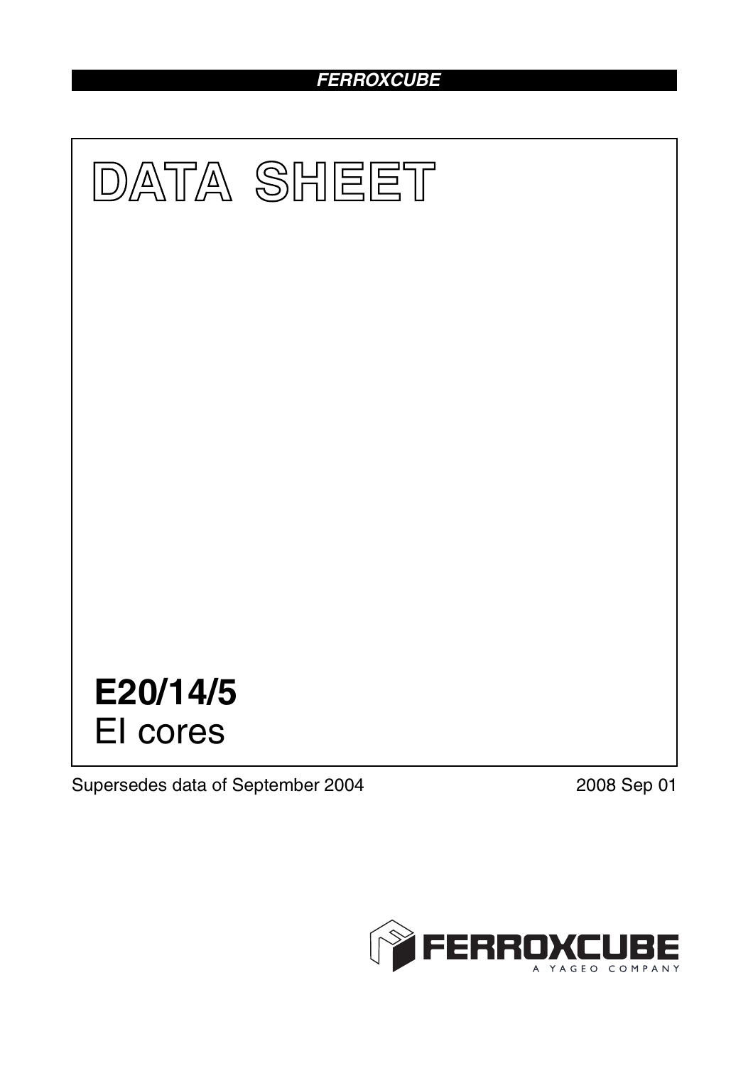FERROXCUBE

# DATA SHEET

# E20/14/5
EI cores

Supersedes data of September 2004

2008 Sep 01

FERROXCUBE
A YAGEO COMPANY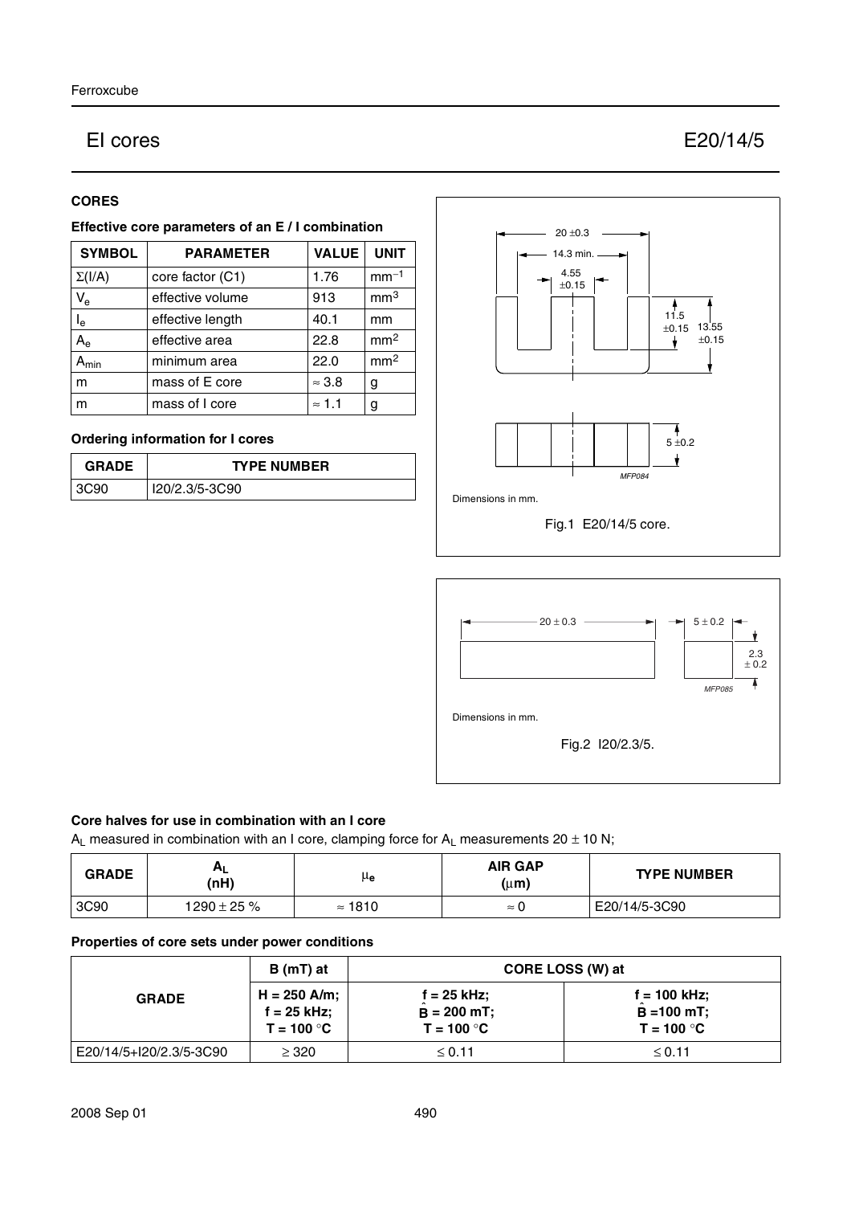# EI cores E20/14/5

## CORES

### Effective core parameters of an E / I combination

| SYMBOL | PARAMETER | VALUE | UNIT |
|---|---|---|---|
| $\Sigma(I/A)$ | core factor (C1) | 1.76 | $mm^{-1}$ |
| $V_e$ | effective volume | 913 | $mm^3$ |
| $l_e$ | effective length | 40.1 | mm |
| $A_e$ | effective area | 22.8 | $mm^2$ |
| $A_{min}$ | minimum area | 22.0 | $mm^2$ |
| m | mass of E core | ≈ 3.8 | g |
| m | mass of I core | ≈ 1.1 | g |

### Ordering information for I cores

| GRADE | TYPE NUMBER |
|---|---|
| 3C90 | I20/2.3/5-3C90 |

Dimensions in mm.

Fig.1 E20/14/5 core.

Dimensions in mm.

Fig.2 I20/2.3/5.

### Core halves for use in combination with an I core

$A_L$ measured in combination with an I core, clamping force for $A_L$ measurements 20 ± 10 N;

| GRADE | $A_L$ (nH) | $\mu_e$ | AIR GAP (μm) | TYPE NUMBER |
|---|---|---|---|---|
| 3C90 | 1290 ± 25 % | ≈ 1810 | ≈ 0 | E20/14/5-3C90 |

### Properties of core sets under power conditions

| GRADE | B (mT) at | CORE LOSS (W) at | |
|---|---|---|---|
| | H = 250 A/m; f = 25 kHz; T = 100 °C | f = 25 kHz; $\hat{B}$ = 200 mT; T = 100 °C | f = 100 kHz; $\hat{B}$ = 100 mT; T = 100 °C |
| E20/14/5+I20/2.3/5-3C90 | ≥ 320 | ≤ 0.11 | ≤ 0.11 |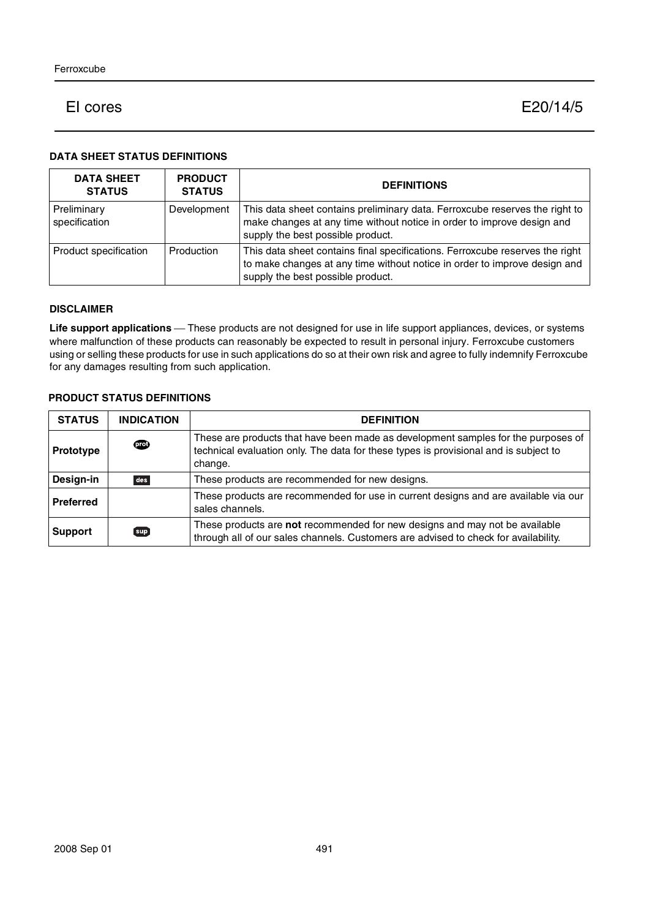## EI cores — E20/14/5

### DATA SHEET STATUS DEFINITIONS

| DATA SHEET STATUS | PRODUCT STATUS | DEFINITIONS |
|---|---|---|
| Preliminary specification | Development | This data sheet contains preliminary data. Ferroxcube reserves the right to make changes at any time without notice in order to improve design and supply the best possible product. |
| Product specification | Production | This data sheet contains final specifications. Ferroxcube reserves the right to make changes at any time without notice in order to improve design and supply the best possible product. |

### DISCLAIMER

**Life support applications** — These products are not designed for use in life support appliances, devices, or systems where malfunction of these products can reasonably be expected to result in personal injury. Ferroxcube customers using or selling these products for use in such applications do so at their own risk and agree to fully indemnify Ferroxcube for any damages resulting from such application.

### PRODUCT STATUS DEFINITIONS

| STATUS | INDICATION | DEFINITION |
|---|---|---|
| **Prototype** | prot | These are products that have been made as development samples for the purposes of technical evaluation only. The data for these types is provisional and is subject to change. |
| **Design-in** | des | These products are recommended for new designs. |
| **Preferred** | | These products are recommended for use in current designs and are available via our sales channels. |
| **Support** | sup | These products are **not** recommended for new designs and may not be available through all of our sales channels. Customers are advised to check for availability. |